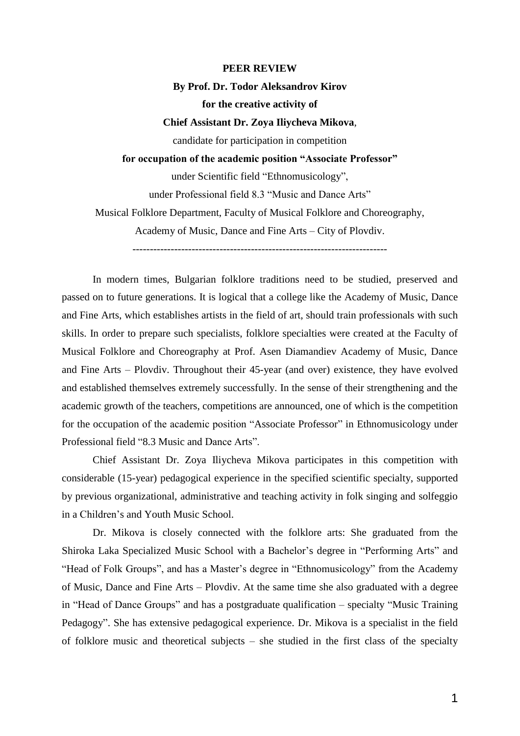**PEER REVIEW**

**By Prof. Dr. Todor Aleksandrov Kirov**

**for the creative activity of**

**Chief Assistant Dr. Zoya Iliycheva Mikova**,

candidate for participation in competition

**for occupation of the academic position "Associate Professor"**

under Scientific field "Ethnomusicology",

under Professional field 8.3 "Music and Dance Arts"

Musical Folklore Department, Faculty of Musical Folklore and Choreography,

Academy of Music, Dance and Fine Arts – City of Plovdiv.

-----------------------------------------------------------------------

In modern times, Bulgarian folklore traditions need to be studied, preserved and passed on to future generations. It is logical that a college like the Academy of Music, Dance and Fine Arts, which establishes artists in the field of art, should train professionals with such skills. In order to prepare such specialists, folklore specialties were created at the Faculty of Musical Folklore and Choreography at Prof. Asen Diamandiev Academy of Music, Dance and Fine Arts – Plovdiv. Throughout their 45-year (and over) existence, they have evolved and established themselves extremely successfully. In the sense of their strengthening and the academic growth of the teachers, competitions are announced, one of which is the competition for the occupation of the academic position "Associate Professor" in Ethnomusicology under Professional field "8.3 Music and Dance Arts".

Chief Assistant Dr. Zoya Iliycheva Mikova participates in this competition with considerable (15-year) pedagogical experience in the specified scientific specialty, supported by previous organizational, administrative and teaching activity in folk singing and solfeggio in a Children's and Youth Music School.

Dr. Mikova is closely connected with the folklore arts: She graduated from the Shiroka Laka Specialized Music School with a Bachelor's degree in "Performing Arts" and "Head of Folk Groups", and has a Master's degree in "Ethnomusicology" from the Academy of Music, Dance and Fine Arts – Plovdiv. At the same time she also graduated with a degree in "Head of Dance Groups" and has a postgraduate qualification – specialty "Music Training Pedagogy". She has extensive pedagogical experience. Dr. Mikova is a specialist in the field of folklore music and theoretical subjects – she studied in the first class of the specialty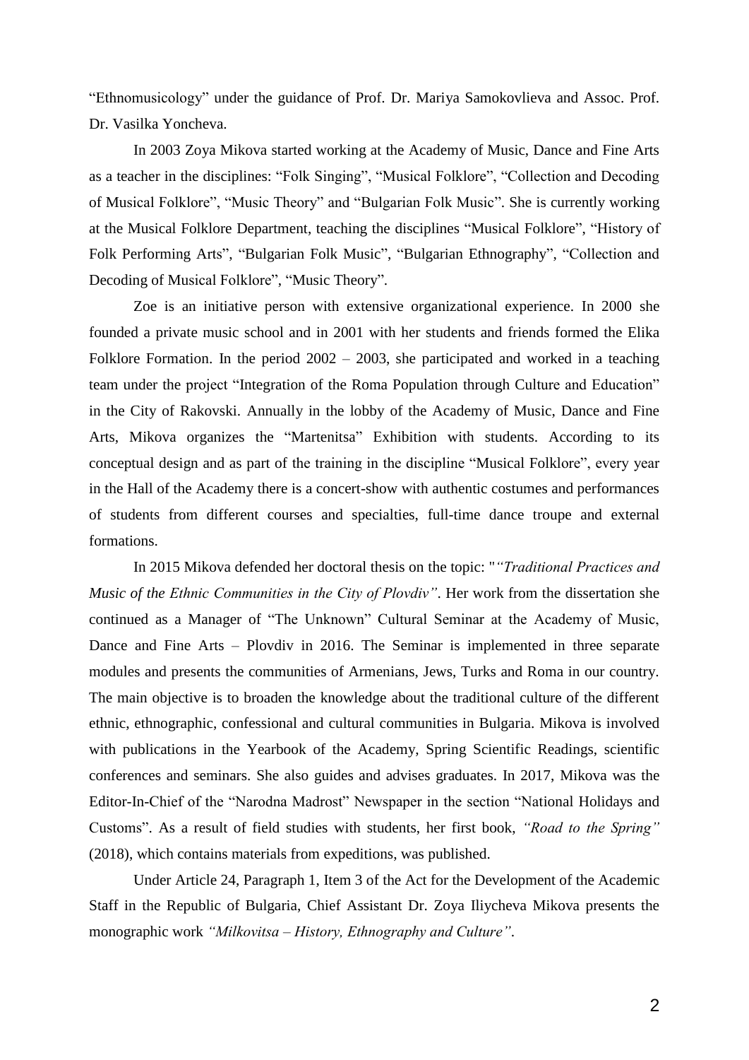“Ethnomusicology” under the guidance of Prof. Dr. Mariya Samokovlieva and Assoc. Prof. Dr. Vasilka Yoncheva.

In 2003 Zoya Mikova started working at the Academy of Music, Dance and Fine Arts as a teacher in the disciplines: “Folk Singing”, “Musical Folklore”, “Collection and Decoding of Musical Folklore”, “Music Theory” and “Bulgarian Folk Music”. She is currently working at the Musical Folklore Department, teaching the disciplines “Musical Folklore”, “History of Folk Performing Arts”, “Bulgarian Folk Music”, “Bulgarian Ethnography”, “Collection and Decoding of Musical Folklore”, “Music Theory”.

Zoe is an initiative person with extensive organizational experience. In 2000 she founded a private music school and in 2001 with her students and friends formed the Elika Folklore Formation. In the period 2002 – 2003, she participated and worked in a teaching team under the project “Integration of the Roma Population through Culture and Education” in the City of Rakovski. Annually in the lobby of the Academy of Music, Dance and Fine Arts, Mikova organizes the “Martenitsa” Exhibition with students. According to its conceptual design and as part of the training in the discipline “Musical Folklore”, every year in the Hall of the Academy there is a concert-show with authentic costumes and performances of students from different courses and specialties, full-time dance troupe and external formations.

In 2015 Mikova defended her doctoral thesis on the topic: "*“Traditional Practices and Music of the Ethnic Communities in the City of Plovdiv”*. Her work from the dissertation she continued as a Manager of “The Unknown” Cultural Seminar at the Academy of Music, Dance and Fine Arts – Plovdiv in 2016. The Seminar is implemented in three separate modules and presents the communities of Armenians, Jews, Turks and Roma in our country. The main objective is to broaden the knowledge about the traditional culture of the different ethnic, ethnographic, confessional and cultural communities in Bulgaria. Mikova is involved with publications in the Yearbook of the Academy, Spring Scientific Readings, scientific conferences and seminars. She also guides and advises graduates. In 2017, Mikova was the Editor-In-Chief of the “Narodna Madrost” Newspaper in the section “National Holidays and Customs”. As a result of field studies with students, her first book, *“Road to the Spring”* (2018), which contains materials from expeditions, was published.

Under Article 24, Paragraph 1, Item 3 of the Act for the Development of the Academic Staff in the Republic of Bulgaria, Chief Assistant Dr. Zoya Iliycheva Mikova presents the monographic work *“Milkovitsa – History, Ethnography and Culture”*.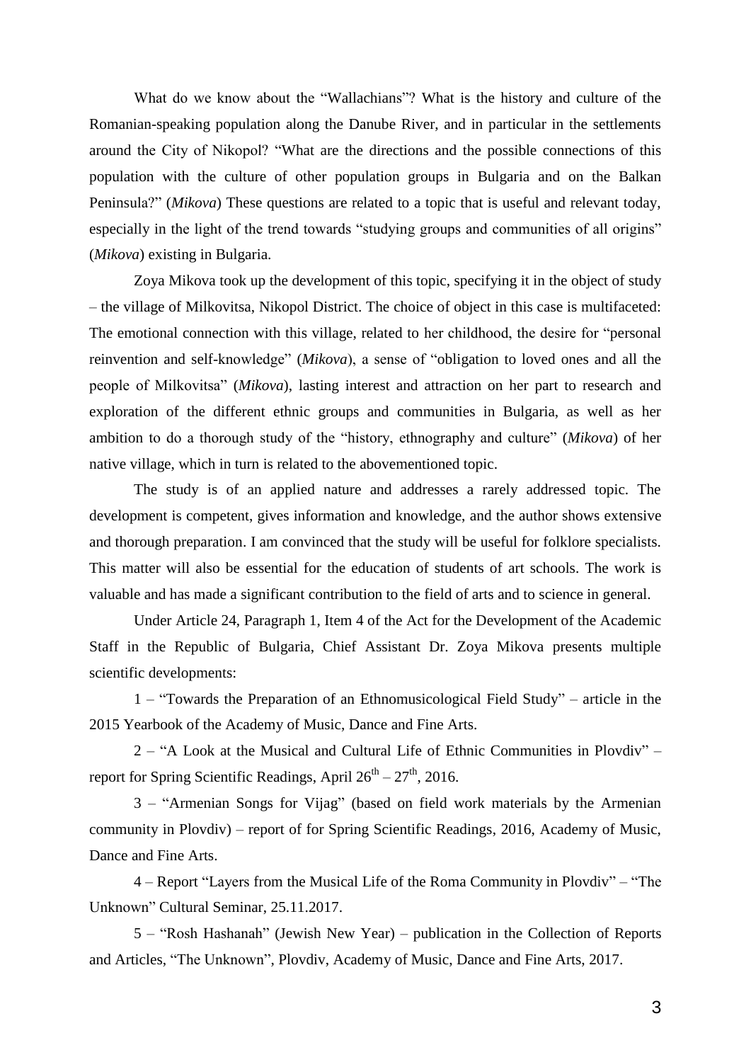What do we know about the "Wallachians"? What is the history and culture of the Romanian-speaking population along the Danube River, and in particular in the settlements around the City of Nikopol? "What are the directions and the possible connections of this population with the culture of other population groups in Bulgaria and on the Balkan Peninsula?" (*Mikova*) These questions are related to a topic that is useful and relevant today, especially in the light of the trend towards "studying groups and communities of all origins" (*Mikova*) existing in Bulgaria.

Zoya Mikova took up the development of this topic, specifying it in the object of study – the village of Milkovitsa, Nikopol District. The choice of object in this case is multifaceted: The emotional connection with this village, related to her childhood, the desire for "personal reinvention and self-knowledge" (*Mikova*), a sense of "obligation to loved ones and all the people of Milkovitsa" (*Mikova*), lasting interest and attraction on her part to research and exploration of the different ethnic groups and communities in Bulgaria, as well as her ambition to do a thorough study of the "history, ethnography and culture" (*Mikova*) of her native village, which in turn is related to the abovementioned topic.

The study is of an applied nature and addresses a rarely addressed topic. The development is competent, gives information and knowledge, and the author shows extensive and thorough preparation. I am convinced that the study will be useful for folklore specialists. This matter will also be essential for the education of students of art schools. The work is valuable and has made a significant contribution to the field of arts and to science in general.

Under Article 24, Paragraph 1, Item 4 of the Act for the Development of the Academic Staff in the Republic of Bulgaria, Chief Assistant Dr. Zoya Mikova presents multiple scientific developments:

1 – "Towards the Preparation of an Ethnomusicological Field Study" – article in the 2015 Yearbook of the Academy of Music, Dance and Fine Arts.

2 – "A Look at the Musical and Cultural Life of Ethnic Communities in Plovdiv" – report for Spring Scientific Readings, April 26th – 27th, 2016.

3 – "Armenian Songs for Vijag" (based on field work materials by the Armenian community in Plovdiv) – report of for Spring Scientific Readings, 2016, Academy of Music, Dance and Fine Arts.

4 – Report "Layers from the Musical Life of the Roma Community in Plovdiv" – "The Unknown" Cultural Seminar, 25.11.2017.

5 – "Rosh Hashanah" (Jewish New Year) – publication in the Collection of Reports and Articles, "The Unknown", Plovdiv, Academy of Music, Dance and Fine Arts, 2017.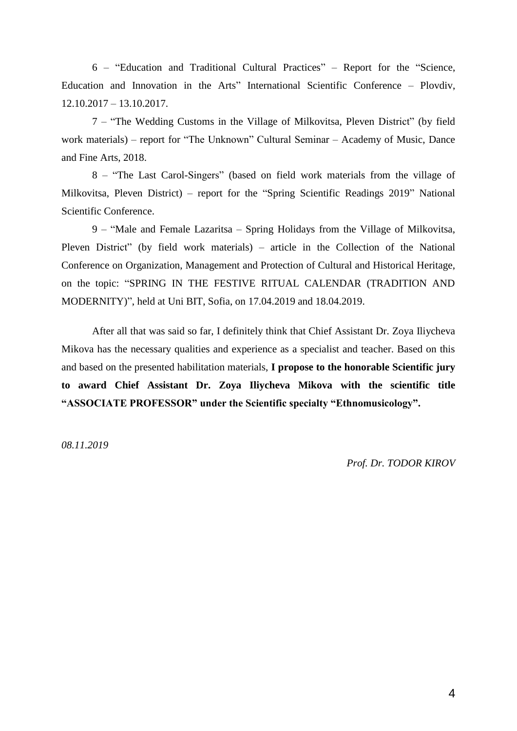6 – "Education and Traditional Cultural Practices" – Report for the "Science, Education and Innovation in the Arts" International Scientific Conference – Plovdiv, 12.10.2017 – 13.10.2017.

7 – "The Wedding Customs in the Village of Milkovitsa, Pleven District" (by field work materials) – report for "The Unknown" Cultural Seminar – Academy of Music, Dance and Fine Arts, 2018.

8 – "The Last Carol-Singers" (based on field work materials from the village of Milkovitsa, Pleven District) – report for the "Spring Scientific Readings 2019" National Scientific Conference.

9 – "Male and Female Lazaritsa – Spring Holidays from the Village of Milkovitsa, Pleven District" (by field work materials) – article in the Collection of the National Conference on Organization, Management and Protection of Cultural and Historical Heritage, on the topic: "SPRING IN THE FESTIVE RITUAL CALENDAR (TRADITION AND MODERNITY)", held at Uni BIT, Sofia, on 17.04.2019 and 18.04.2019.

After all that was said so far, I definitely think that Chief Assistant Dr. Zoya Iliycheva Mikova has the necessary qualities and experience as a specialist and teacher. Based on this and based on the presented habilitation materials, **I propose to the honorable Scientific jury to award Chief Assistant Dr. Zoya Iliycheva Mikova with the scientific title "ASSOCIATE PROFESSOR" under the Scientific specialty "Ethnomusicology".**

*08.11.2019*

*Prof. Dr. TODOR KIROV*